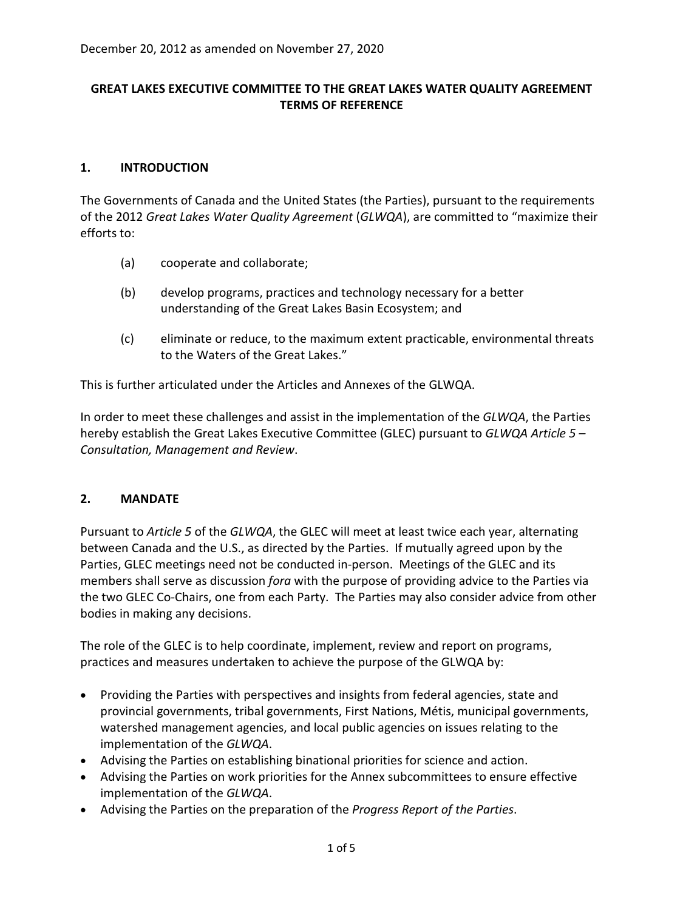December 20, 2012 as amended on November 27, 2020

# GREAT LAKES EXECUTIVE COMMITTEE TO THE GREAT LAKES WATER QUALITY AGREEMENT TERMS OF REFERENCE

## 1. INTRODUCTION

The Governments of Canada and the United States (the Parties), pursuant to the requirements of the 2012 *Great Lakes Water Quality Agreement* (*GLWQA*), are committed to "maximize their efforts to:

(a) cooperate and collaborate;

(b) develop programs, practices and technology necessary for a better understanding of the Great Lakes Basin Ecosystem; and

(c) eliminate or reduce, to the maximum extent practicable, environmental threats to the Waters of the Great Lakes."

This is further articulated under the Articles and Annexes of the GLWQA.

In order to meet these challenges and assist in the implementation of the *GLWQA*, the Parties hereby establish the Great Lakes Executive Committee (GLEC) pursuant to *GLWQA Article 5 – Consultation, Management and Review*.

## 2. MANDATE

Pursuant to *Article 5* of the *GLWQA*, the GLEC will meet at least twice each year, alternating between Canada and the U.S., as directed by the Parties. If mutually agreed upon by the Parties, GLEC meetings need not be conducted in-person. Meetings of the GLEC and its members shall serve as discussion *fora* with the purpose of providing advice to the Parties via the two GLEC Co-Chairs, one from each Party. The Parties may also consider advice from other bodies in making any decisions.

The role of the GLEC is to help coordinate, implement, review and report on programs, practices and measures undertaken to achieve the purpose of the GLWQA by:

- Providing the Parties with perspectives and insights from federal agencies, state and provincial governments, tribal governments, First Nations, Métis, municipal governments, watershed management agencies, and local public agencies on issues relating to the implementation of the *GLWQA*.
- Advising the Parties on establishing binational priorities for science and action.
- Advising the Parties on work priorities for the Annex subcommittees to ensure effective implementation of the *GLWQA*.
- Advising the Parties on the preparation of the *Progress Report of the Parties*.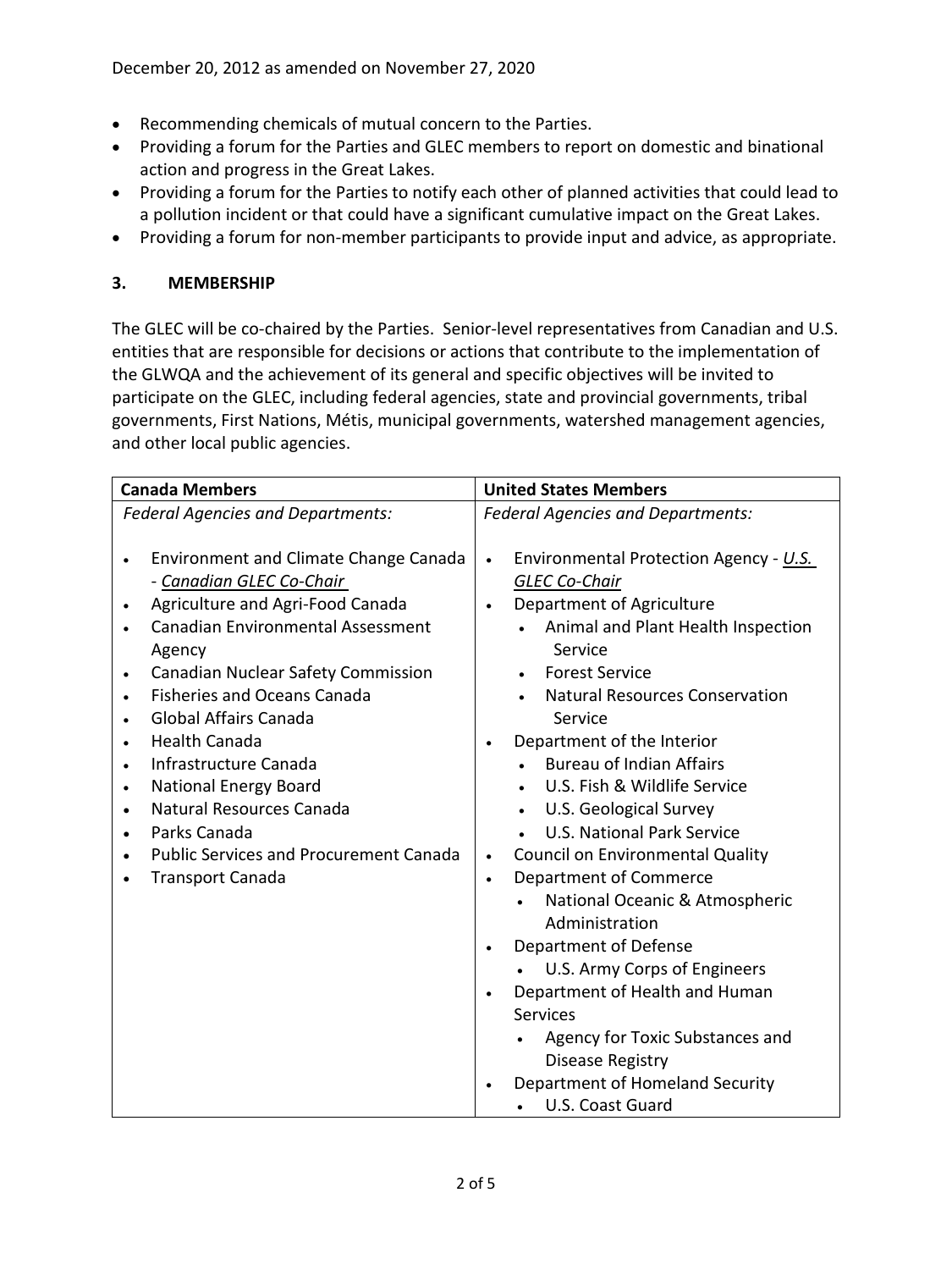- Recommending chemicals of mutual concern to the Parties.
- Providing a forum for the Parties and GLEC members to report on domestic and binational action and progress in the Great Lakes.
- Providing a forum for the Parties to notify each other of planned activities that could lead to a pollution incident or that could have a significant cumulative impact on the Great Lakes.
- Providing a forum for non-member participants to provide input and advice, as appropriate.

### 3. MEMBERSHIP

The GLEC will be co-chaired by the Parties. Senior-level representatives from Canadian and U.S. entities that are responsible for decisions or actions that contribute to the implementation of the GLWQA and the achievement of its general and specific objectives will be invited to participate on the GLEC, including federal agencies, state and provincial governments, tribal governments, First Nations, Métis, municipal governments, watershed management agencies, and other local public agencies.

| Canada Members | United States Members |
|---|---|
| *Federal Agencies and Departments:*<br><br>• Environment and Climate Change Canada - *Canadian GLEC Co-Chair*<br>• Agriculture and Agri-Food Canada<br>• Canadian Environmental Assessment Agency<br>• Canadian Nuclear Safety Commission<br>• Fisheries and Oceans Canada<br>• Global Affairs Canada<br>• Health Canada<br>• Infrastructure Canada<br>• National Energy Board<br>• Natural Resources Canada<br>• Parks Canada<br>• Public Services and Procurement Canada<br>• Transport Canada | *Federal Agencies and Departments:*<br><br>• Environmental Protection Agency - *U.S. GLEC Co-Chair*<br>• Department of Agriculture<br>&nbsp;&nbsp;◦ Animal and Plant Health Inspection Service<br>&nbsp;&nbsp;◦ Forest Service<br>&nbsp;&nbsp;◦ Natural Resources Conservation Service<br>• Department of the Interior<br>&nbsp;&nbsp;◦ Bureau of Indian Affairs<br>&nbsp;&nbsp;◦ U.S. Fish & Wildlife Service<br>&nbsp;&nbsp;◦ U.S. Geological Survey<br>&nbsp;&nbsp;◦ U.S. National Park Service<br>• Council on Environmental Quality<br>• Department of Commerce<br>&nbsp;&nbsp;◦ National Oceanic & Atmospheric Administration<br>• Department of Defense<br>&nbsp;&nbsp;◦ U.S. Army Corps of Engineers<br>• Department of Health and Human Services<br>&nbsp;&nbsp;◦ Agency for Toxic Substances and Disease Registry<br>• Department of Homeland Security<br>&nbsp;&nbsp;◦ U.S. Coast Guard |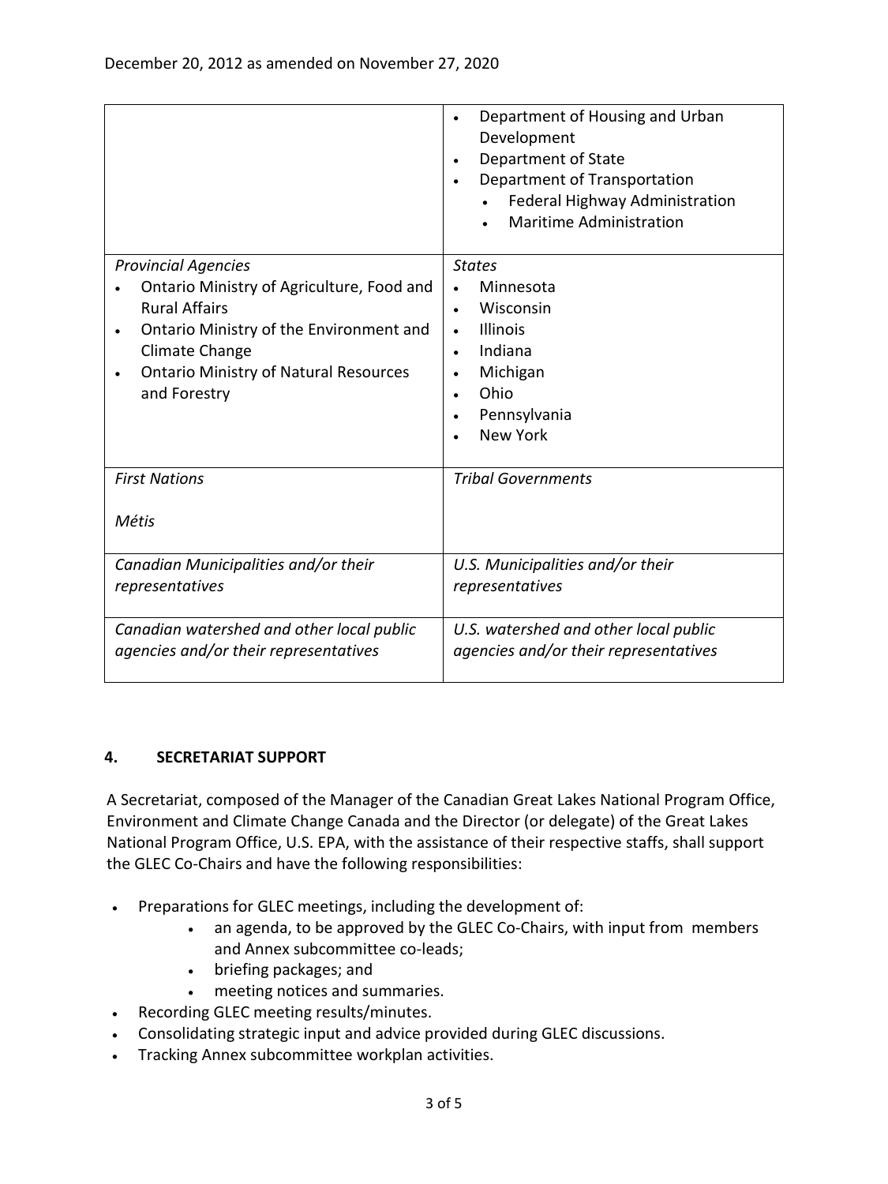December 20, 2012 as amended on November 27, 2020

| | |
|---|---|
| | • Department of Housing and Urban Development<br>• Department of State<br>• Department of Transportation<br>&nbsp;&nbsp;&nbsp;&nbsp;• Federal Highway Administration<br>&nbsp;&nbsp;&nbsp;&nbsp;• Maritime Administration |
| *Provincial Agencies*<br>• Ontario Ministry of Agriculture, Food and Rural Affairs<br>• Ontario Ministry of the Environment and Climate Change<br>• Ontario Ministry of Natural Resources and Forestry | *States*<br>• Minnesota<br>• Wisconsin<br>• Illinois<br>• Indiana<br>• Michigan<br>• Ohio<br>• Pennsylvania<br>• New York |
| *First Nations*<br><br>*Métis* | *Tribal Governments* |
| *Canadian Municipalities and/or their representatives* | *U.S. Municipalities and/or their representatives* |
| *Canadian watershed and other local public agencies and/or their representatives* | *U.S. watershed and other local public agencies and/or their representatives* |

## 4. SECRETARIAT SUPPORT

A Secretariat, composed of the Manager of the Canadian Great Lakes National Program Office, Environment and Climate Change Canada and the Director (or delegate) of the Great Lakes National Program Office, U.S. EPA, with the assistance of their respective staffs, shall support the GLEC Co-Chairs and have the following responsibilities:

- Preparations for GLEC meetings, including the development of:
    - an agenda, to be approved by the GLEC Co-Chairs, with input from members and Annex subcommittee co-leads;
    - briefing packages; and
    - meeting notices and summaries.
- Recording GLEC meeting results/minutes.
- Consolidating strategic input and advice provided during GLEC discussions.
- Tracking Annex subcommittee workplan activities.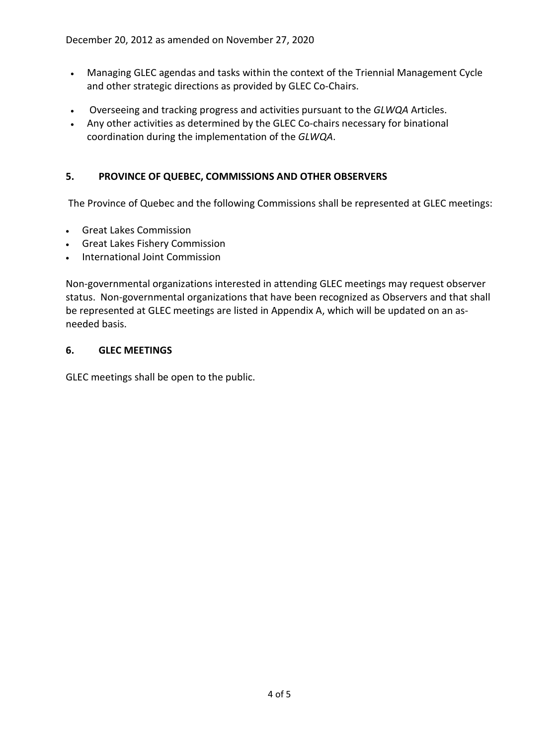- Managing GLEC agendas and tasks within the context of the Triennial Management Cycle and other strategic directions as provided by GLEC Co-Chairs.
- Overseeing and tracking progress and activities pursuant to the *GLWQA* Articles.
- Any other activities as determined by the GLEC Co-chairs necessary for binational coordination during the implementation of the *GLWQA*.

## 5. PROVINCE OF QUEBEC, COMMISSIONS AND OTHER OBSERVERS

The Province of Quebec and the following Commissions shall be represented at GLEC meetings:

- Great Lakes Commission
- Great Lakes Fishery Commission
- International Joint Commission

Non-governmental organizations interested in attending GLEC meetings may request observer status. Non-governmental organizations that have been recognized as Observers and that shall be represented at GLEC meetings are listed in Appendix A, which will be updated on an as-needed basis.

## 6. GLEC MEETINGS

GLEC meetings shall be open to the public.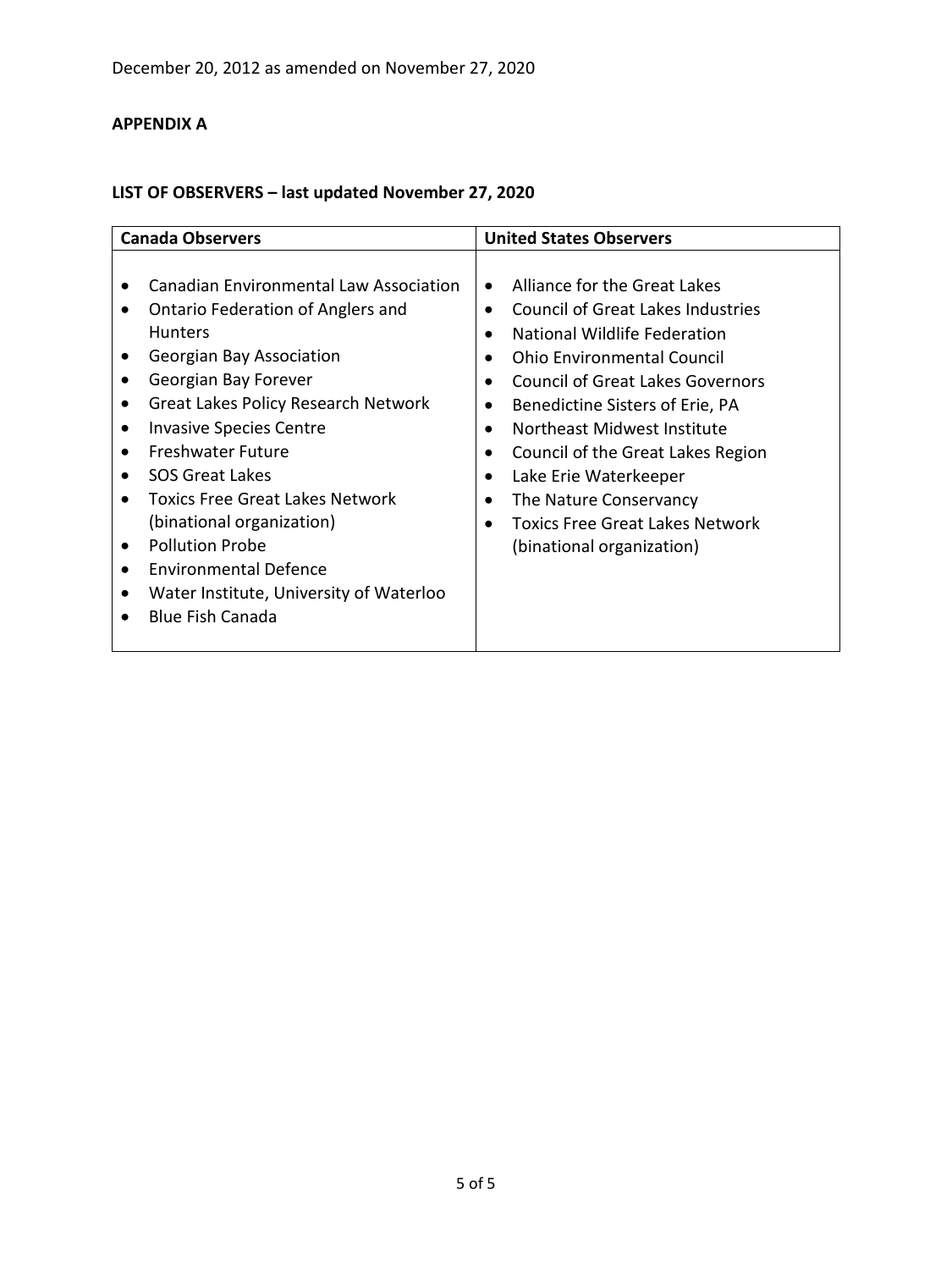December 20, 2012 as amended on November 27, 2020

**APPENDIX A**

**LIST OF OBSERVERS – last updated November 27, 2020**

| **Canada Observers** | **United States Observers** |
|---|---|
| • Canadian Environmental Law Association<br>• Ontario Federation of Anglers and Hunters<br>• Georgian Bay Association<br>• Georgian Bay Forever<br>• Great Lakes Policy Research Network<br>• Invasive Species Centre<br>• Freshwater Future<br>• SOS Great Lakes<br>• Toxics Free Great Lakes Network (binational organization)<br>• Pollution Probe<br>• Environmental Defence<br>• Water Institute, University of Waterloo<br>• Blue Fish Canada | • Alliance for the Great Lakes<br>• Council of Great Lakes Industries<br>• National Wildlife Federation<br>• Ohio Environmental Council<br>• Council of Great Lakes Governors<br>• Benedictine Sisters of Erie, PA<br>• Northeast Midwest Institute<br>• Council of the Great Lakes Region<br>• Lake Erie Waterkeeper<br>• The Nature Conservancy<br>• Toxics Free Great Lakes Network (binational organization) |